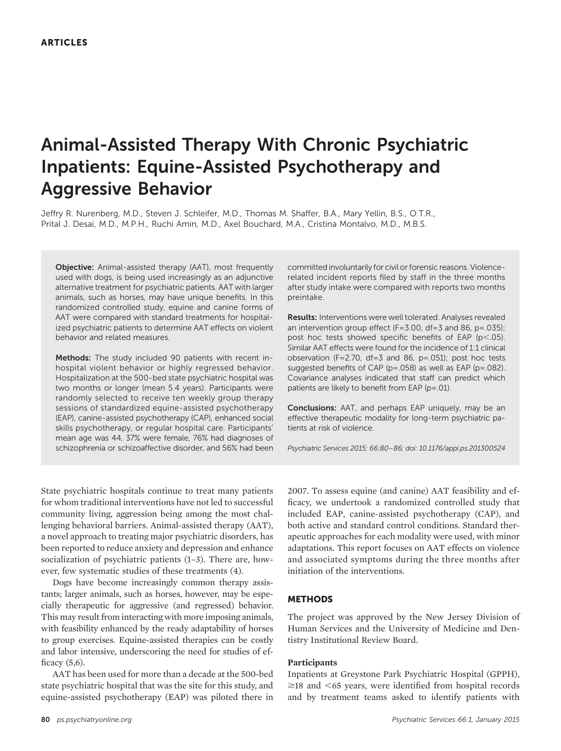ARTICLES

# Animal-Assisted Therapy With Chronic Psychiatric Inpatients: Equine-Assisted Psychotherapy and Aggressive Behavior

Jeffry R. Nurenberg, M.D., Steven J. Schleifer, M.D., Thomas M. Shaffer, B.A., Mary Yellin, B.S., O.T.R., Prital J. Desai, M.D., M.P.H., Ruchi Amin, M.D., Axel Bouchard, M.A., Cristina Montalvo, M.D., M.B.S.

**Objective:** Animal-assisted therapy (AAT), most frequently used with dogs, is being used increasingly as an adjunctive alternative treatment for psychiatric patients. AAT with larger animals, such as horses, may have unique benefits. In this randomized controlled study, equine and canine forms of AAT were compared with standard treatments for hospitalized psychiatric patients to determine AAT effects on violent behavior and related measures.

**Methods:** The study included 90 patients with recent in-hospital violent behavior or highly regressed behavior. Hospitalization at the 500-bed state psychiatric hospital was two months or longer (mean 5.4 years). Participants were randomly selected to receive ten weekly group therapy sessions of standardized equine-assisted psychotherapy (EAP), canine-assisted psychotherapy (CAP), enhanced social skills psychotherapy, or regular hospital care. Participants' mean age was 44, 37% were female, 76% had diagnoses of schizophrenia or schizoaffective disorder, and 56% had been committed involuntarily for civil or forensic reasons. Violence-related incident reports filed by staff in the three months after study intake were compared with reports two months preintake.

**Results:** Interventions were well tolerated. Analyses revealed an intervention group effect ($F=3.00$, $df=3$ and 86, $p=.035$); post hoc tests showed specific benefits of EAP ($p<.05$). Similar AAT effects were found for the incidence of 1:1 clinical observation ($F=2.70$, $df=3$ and 86, $p=.051$); post hoc tests suggested benefits of CAP ($p=.058$) as well as EAP ($p=.082$). Covariance analyses indicated that staff can predict which patients are likely to benefit from EAP ($p=.01$).

**Conclusions:** AAT, and perhaps EAP uniquely, may be an effective therapeutic modality for long-term psychiatric patients at risk of violence.

*Psychiatric Services 2015; 66:80–86; doi: 10.1176/appi.ps.201300524*

State psychiatric hospitals continue to treat many patients for whom traditional interventions have not led to successful community living, aggression being among the most challenging behavioral barriers. Animal-assisted therapy (AAT), a novel approach to treating major psychiatric disorders, has been reported to reduce anxiety and depression and enhance socialization of psychiatric patients (1–3). There are, however, few systematic studies of these treatments (4).

Dogs have become increasingly common therapy assistants; larger animals, such as horses, however, may be especially therapeutic for aggressive (and regressed) behavior. This may result from interacting with more imposing animals, with feasibility enhanced by the ready adaptability of horses to group exercises. Equine-assisted therapies can be costly and labor intensive, underscoring the need for studies of efficacy (5,6).

AAT has been used for more than a decade at the 500-bed state psychiatric hospital that was the site for this study, and equine-assisted psychotherapy (EAP) was piloted there in 2007. To assess equine (and canine) AAT feasibility and efficacy, we undertook a randomized controlled study that included EAP, canine-assisted psychotherapy (CAP), and both active and standard control conditions. Standard therapeutic approaches for each modality were used, with minor adaptations. This report focuses on AAT effects on violence and associated symptoms during the three months after initiation of the interventions.

## METHODS

The project was approved by the New Jersey Division of Human Services and the University of Medicine and Dentistry Institutional Review Board.

### Participants

Inpatients at Greystone Park Psychiatric Hospital (GPPH), ≥18 and <65 years, were identified from hospital records and by treatment teams asked to identify patients with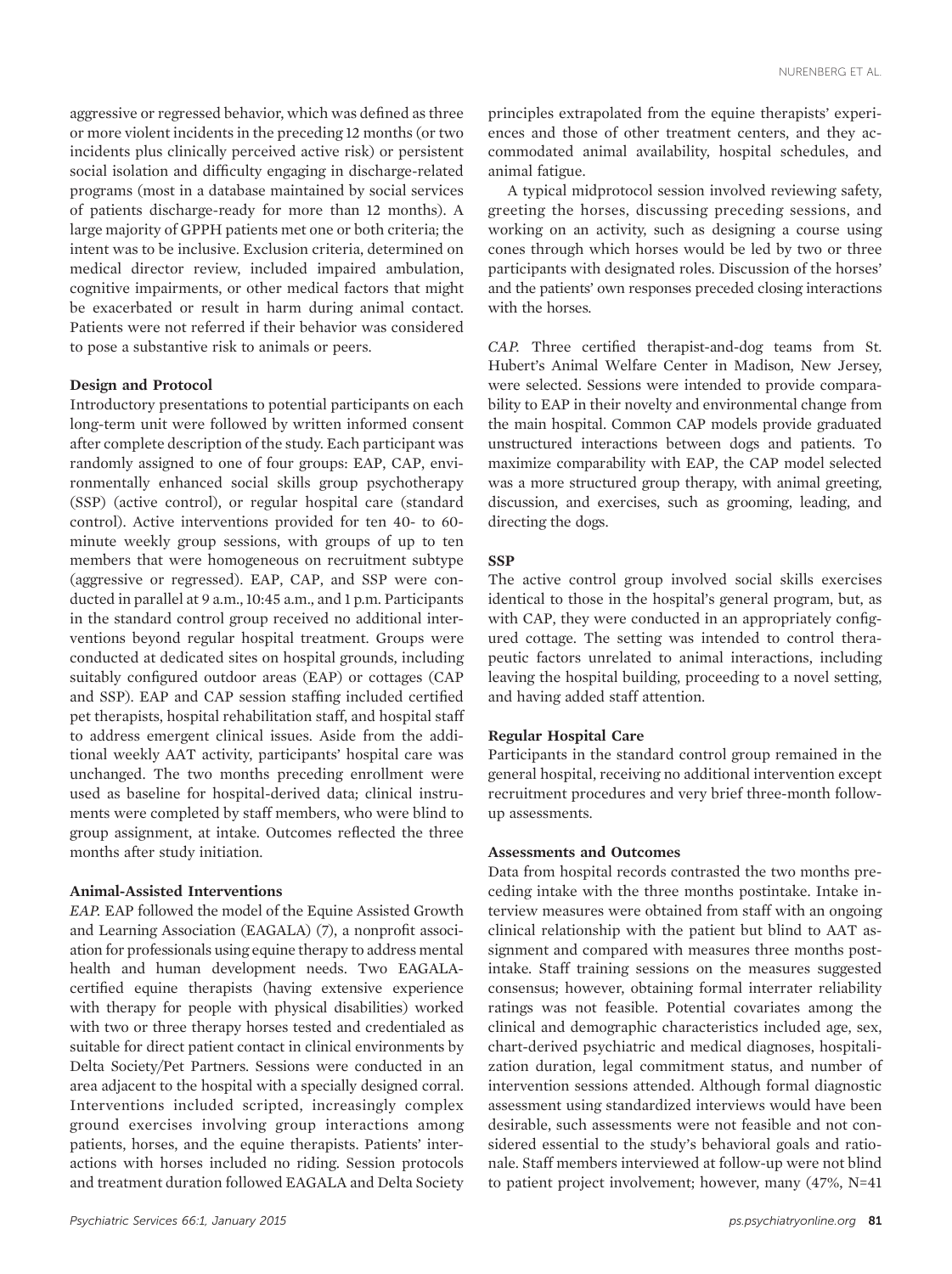aggressive or regressed behavior, which was defined as three or more violent incidents in the preceding 12 months (or two incidents plus clinically perceived active risk) or persistent social isolation and difficulty engaging in discharge-related programs (most in a database maintained by social services of patients discharge-ready for more than 12 months). A large majority of GPPH patients met one or both criteria; the intent was to be inclusive. Exclusion criteria, determined on medical director review, included impaired ambulation, cognitive impairments, or other medical factors that might be exacerbated or result in harm during animal contact. Patients were not referred if their behavior was considered to pose a substantive risk to animals or peers.

### Design and Protocol

Introductory presentations to potential participants on each long-term unit were followed by written informed consent after complete description of the study. Each participant was randomly assigned to one of four groups: EAP, CAP, environmentally enhanced social skills group psychotherapy (SSP) (active control), or regular hospital care (standard control). Active interventions provided for ten 40- to 60-minute weekly group sessions, with groups of up to ten members that were homogeneous on recruitment subtype (aggressive or regressed). EAP, CAP, and SSP were conducted in parallel at 9 a.m., 10:45 a.m., and 1 p.m. Participants in the standard control group received no additional interventions beyond regular hospital treatment. Groups were conducted at dedicated sites on hospital grounds, including suitably configured outdoor areas (EAP) or cottages (CAP and SSP). EAP and CAP session staffing included certified pet therapists, hospital rehabilitation staff, and hospital staff to address emergent clinical issues. Aside from the additional weekly AAT activity, participants' hospital care was unchanged. The two months preceding enrollment were used as baseline for hospital-derived data; clinical instruments were completed by staff members, who were blind to group assignment, at intake. Outcomes reflected the three months after study initiation.

### Animal-Assisted Interventions

*EAP.* EAP followed the model of the Equine Assisted Growth and Learning Association (EAGALA) (7), a nonprofit association for professionals using equine therapy to address mental health and human development needs. Two EAGALA-certified equine therapists (having extensive experience with therapy for people with physical disabilities) worked with two or three therapy horses tested and credentialed as suitable for direct patient contact in clinical environments by Delta Society/Pet Partners. Sessions were conducted in an area adjacent to the hospital with a specially designed corral. Interventions included scripted, increasingly complex ground exercises involving group interactions among patients, horses, and the equine therapists. Patients' interactions with horses included no riding. Session protocols and treatment duration followed EAGALA and Delta Society principles extrapolated from the equine therapists' experiences and those of other treatment centers, and they accommodated animal availability, hospital schedules, and animal fatigue.

A typical midprotocol session involved reviewing safety, greeting the horses, discussing preceding sessions, and working on an activity, such as designing a course using cones through which horses would be led by two or three participants with designated roles. Discussion of the horses' and the patients' own responses preceded closing interactions with the horses.

*CAP.* Three certified therapist-and-dog teams from St. Hubert's Animal Welfare Center in Madison, New Jersey, were selected. Sessions were intended to provide comparability to EAP in their novelty and environmental change from the main hospital. Common CAP models provide graduated unstructured interactions between dogs and patients. To maximize comparability with EAP, the CAP model selected was a more structured group therapy, with animal greeting, discussion, and exercises, such as grooming, leading, and directing the dogs.

### SSP

The active control group involved social skills exercises identical to those in the hospital's general program, but, as with CAP, they were conducted in an appropriately configured cottage. The setting was intended to control therapeutic factors unrelated to animal interactions, including leaving the hospital building, proceeding to a novel setting, and having added staff attention.

### Regular Hospital Care

Participants in the standard control group remained in the general hospital, receiving no additional intervention except recruitment procedures and very brief three-month follow-up assessments.

### Assessments and Outcomes

Data from hospital records contrasted the two months preceding intake with the three months postintake. Intake interview measures were obtained from staff with an ongoing clinical relationship with the patient but blind to AAT assignment and compared with measures three months postintake. Staff training sessions on the measures suggested consensus; however, obtaining formal interrater reliability ratings was not feasible. Potential covariates among the clinical and demographic characteristics included age, sex, chart-derived psychiatric and medical diagnoses, hospitalization duration, legal commitment status, and number of intervention sessions attended. Although formal diagnostic assessment using standardized interviews would have been desirable, such assessments were not feasible and not considered essential to the study's behavioral goals and rationale. Staff members interviewed at follow-up were not blind to patient project involvement; however, many (47%, N=41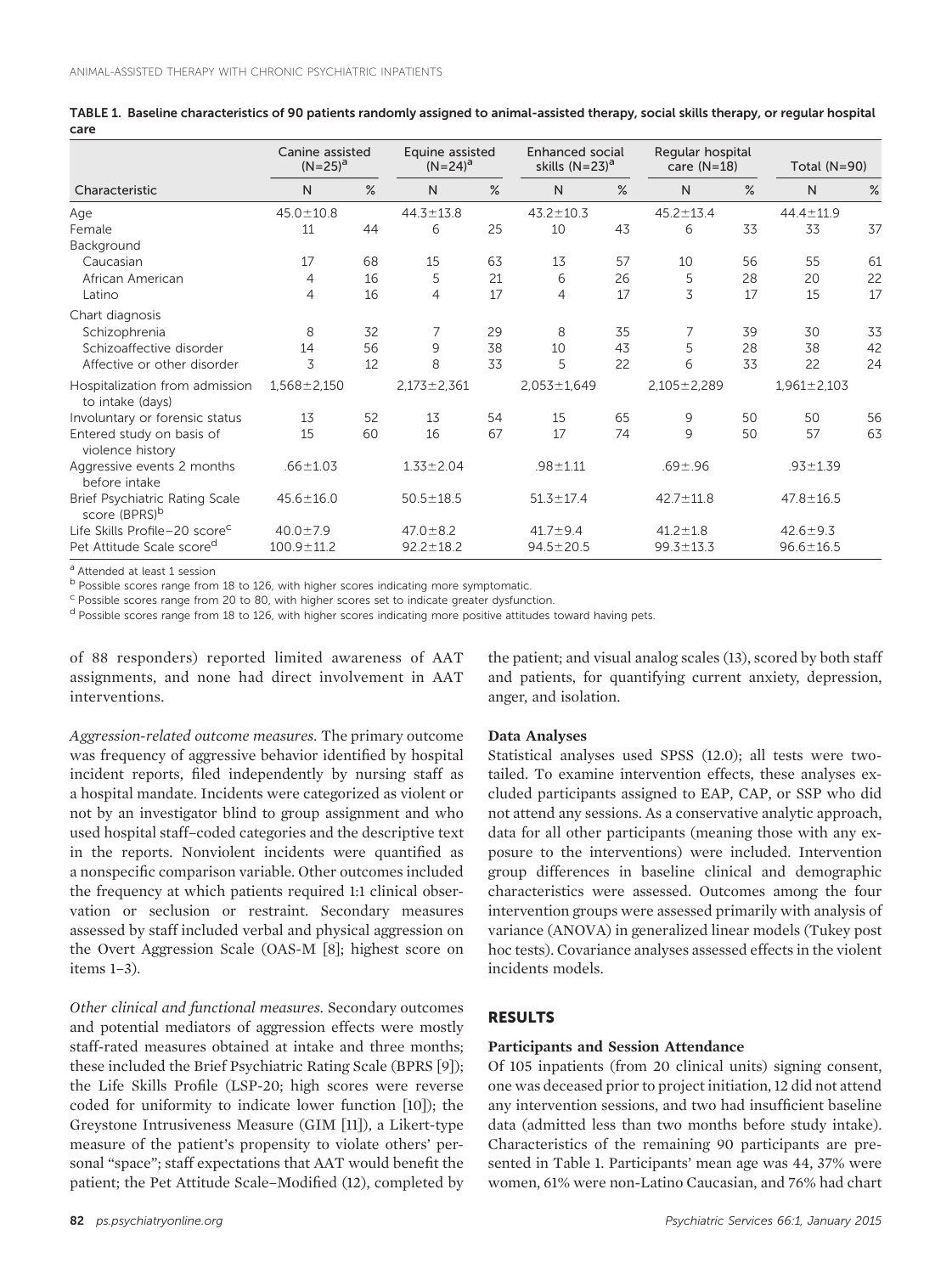TABLE 1. Baseline characteristics of 90 patients randomly assigned to animal-assisted therapy, social skills therapy, or regular hospital care

| | Canine assisted (N=25)[a] | | Equine assisted (N=24)[a] | | Enhanced social skills (N=23)[a] | | Regular hospital care (N=18) | | Total (N=90) | |
|---|---|---|---|---|---|---|---|---|---|---|
| Characteristic | N | % | N | % | N | % | N | % | N | % |
| Age | 45.0±10.8 | | 44.3±13.8 | | 43.2±10.3 | | 45.2±13.4 | | 44.4±11.9 | |
| Female | 11 | 44 | 6 | 25 | 10 | 43 | 6 | 33 | 33 | 37 |
| Background | | | | | | | | | | |
| Caucasian | 17 | 68 | 15 | 63 | 13 | 57 | 10 | 56 | 55 | 61 |
| African American | 4 | 16 | 5 | 21 | 6 | 26 | 5 | 28 | 20 | 22 |
| Latino | 4 | 16 | 4 | 17 | 4 | 17 | 3 | 17 | 15 | 17 |
| Chart diagnosis | | | | | | | | | | |
| Schizophrenia | 8 | 32 | 7 | 29 | 8 | 35 | 7 | 39 | 30 | 33 |
| Schizoaffective disorder | 14 | 56 | 9 | 38 | 10 | 43 | 5 | 28 | 38 | 42 |
| Affective or other disorder | 3 | 12 | 8 | 33 | 5 | 22 | 6 | 33 | 22 | 24 |
| Hospitalization from admission to intake (days) | 1,568±2,150 | | 2,173±2,361 | | 2,053±1,649 | | 2,105±2,289 | | 1,961±2,103 | |
| Involuntary or forensic status | 13 | 52 | 13 | 54 | 15 | 65 | 9 | 50 | 50 | 56 |
| Entered study on basis of violence history | 15 | 60 | 16 | 67 | 17 | 74 | 9 | 50 | 57 | 63 |
| Aggressive events 2 months before intake | .66±1.03 | | 1.33±2.04 | | .98±1.11 | | .69±.96 | | .93±1.39 | |
| Brief Psychiatric Rating Scale score (BPRS)[b] | 45.6±16.0 | | 50.5±18.5 | | 51.3±17.4 | | 42.7±11.8 | | 47.8±16.5 | |
| Life Skills Profile–20 score[c] | 40.0±7.9 | | 47.0±8.2 | | 41.7±9.4 | | 41.2±1.8 | | 42.6±9.3 | |
| Pet Attitude Scale score[d] | 100.9±11.2 | | 92.2±18.2 | | 94.5±20.5 | | 99.3±13.3 | | 96.6±16.5 | |

[a] Attended at least 1 session
[b] Possible scores range from 18 to 126, with higher scores indicating more symptomatic.
[c] Possible scores range from 20 to 80, with higher scores set to indicate greater dysfunction.
[d] Possible scores range from 18 to 126, with higher scores indicating more positive attitudes toward having pets.

of 88 responders) reported limited awareness of AAT assignments, and none had direct involvement in AAT interventions.

*Aggression-related outcome measures.* The primary outcome was frequency of aggressive behavior identified by hospital incident reports, filed independently by nursing staff as a hospital mandate. Incidents were categorized as violent or not by an investigator blind to group assignment and who used hospital staff–coded categories and the descriptive text in the reports. Nonviolent incidents were quantified as a nonspecific comparison variable. Other outcomes included the frequency at which patients required 1:1 clinical observation or seclusion or restraint. Secondary measures assessed by staff included verbal and physical aggression on the Overt Aggression Scale (OAS-M [8]; highest score on items 1–3).

*Other clinical and functional measures.* Secondary outcomes and potential mediators of aggression effects were mostly staff-rated measures obtained at intake and three months; these included the Brief Psychiatric Rating Scale (BPRS [9]); the Life Skills Profile (LSP-20; high scores were reverse coded for uniformity to indicate lower function [10]); the Greystone Intrusiveness Measure (GIM [11]), a Likert-type measure of the patient's propensity to violate others' personal "space"; staff expectations that AAT would benefit the patient; the Pet Attitude Scale–Modified (12), completed by the patient; and visual analog scales (13), scored by both staff and patients, for quantifying current anxiety, depression, anger, and isolation.

### Data Analyses

Statistical analyses used SPSS (12.0); all tests were two-tailed. To examine intervention effects, these analyses excluded participants assigned to EAP, CAP, or SSP who did not attend any sessions. As a conservative analytic approach, data for all other participants (meaning those with any exposure to the interventions) were included. Intervention group differences in baseline clinical and demographic characteristics were assessed. Outcomes among the four intervention groups were assessed primarily with analysis of variance (ANOVA) in generalized linear models (Tukey post hoc tests). Covariance analyses assessed effects in the violent incidents models.

## RESULTS

### Participants and Session Attendance

Of 105 inpatients (from 20 clinical units) signing consent, one was deceased prior to project initiation, 12 did not attend any intervention sessions, and two had insufficient baseline data (admitted less than two months before study intake). Characteristics of the remaining 90 participants are presented in Table 1. Participants' mean age was 44, 37% were women, 61% were non-Latino Caucasian, and 76% had chart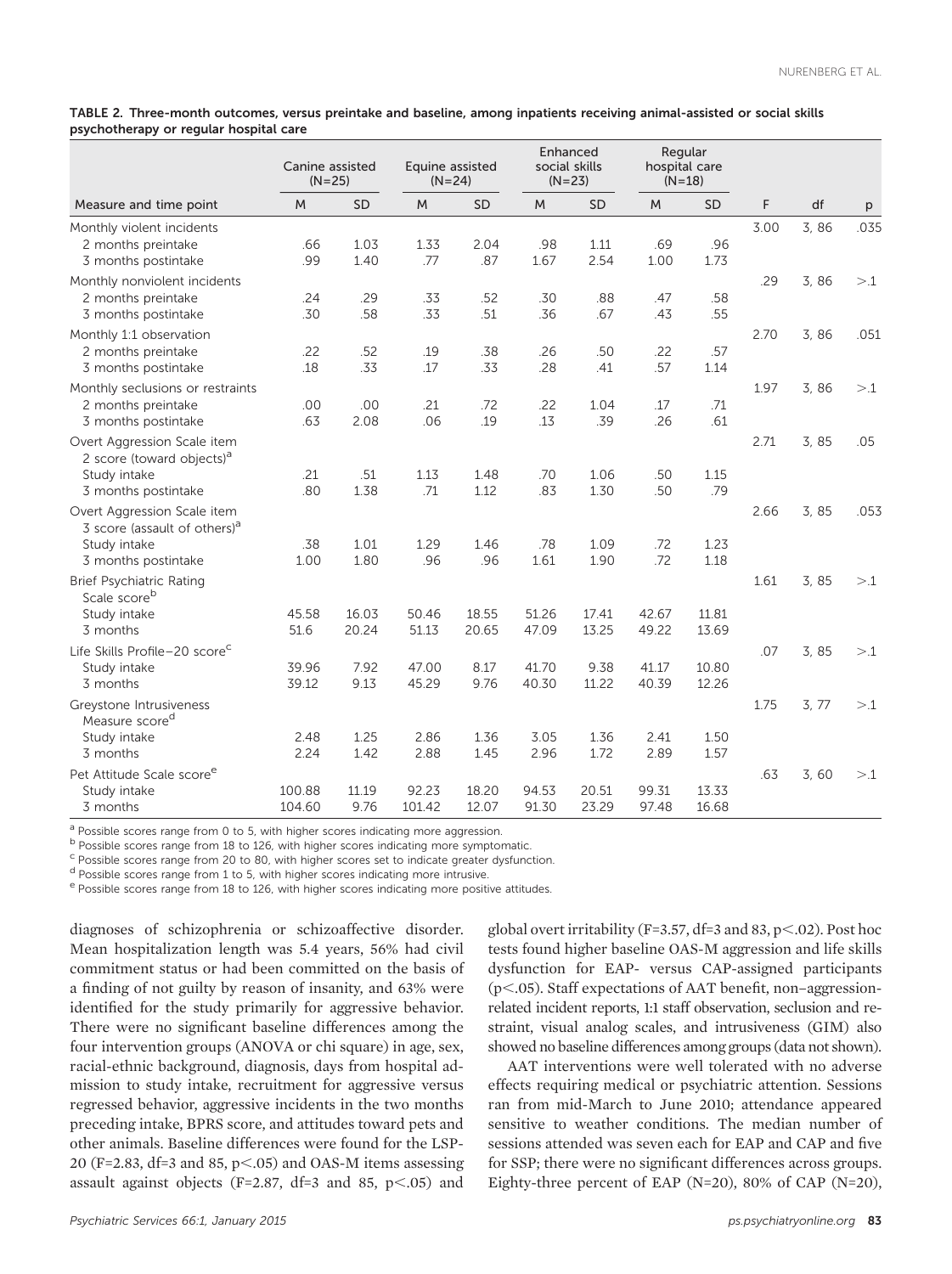**TABLE 2. Three-month outcomes, versus preintake and baseline, among inpatients receiving animal-assisted or social skills psychotherapy or regular hospital care**

| Measure and time point | Canine assisted (N=25) | | Equine assisted (N=24) | | Enhanced social skills (N=23) | | Regular hospital care (N=18) | | | | |
|---|---|---|---|---|---|---|---|---|---|---|---|
| | M | SD | M | SD | M | SD | M | SD | F | df | p |
| Monthly violent incidents | | | | | | | | | 3.00 | 3, 86 | .035 |
| 2 months preintake | .66 | 1.03 | 1.33 | 2.04 | .98 | 1.11 | .69 | .96 | | | |
| 3 months postintake | .99 | 1.40 | .77 | .87 | 1.67 | 2.54 | 1.00 | 1.73 | | | |
| Monthly nonviolent incidents | | | | | | | | | .29 | 3, 86 | >.1 |
| 2 months preintake | .24 | .29 | .33 | .52 | .30 | .88 | .47 | .58 | | | |
| 3 months postintake | .30 | .58 | .33 | .51 | .36 | .67 | .43 | .55 | | | |
| Monthly 1:1 observation | | | | | | | | | 2.70 | 3, 86 | .051 |
| 2 months preintake | .22 | .52 | .19 | .38 | .26 | .50 | .22 | .57 | | | |
| 3 months postintake | .18 | .33 | .17 | .33 | .28 | .41 | .57 | 1.14 | | | |
| Monthly seclusions or restraints | | | | | | | | | 1.97 | 3, 86 | >.1 |
| 2 months preintake | .00 | .00 | .21 | .72 | .22 | 1.04 | .17 | .71 | | | |
| 3 months postintake | .63 | 2.08 | .06 | .19 | .13 | .39 | .26 | .61 | | | |
| Overt Aggression Scale item 2 score (toward objects)[a] | | | | | | | | | 2.71 | 3, 85 | .05 |
| Study intake | .21 | .51 | 1.13 | 1.48 | .70 | 1.06 | .50 | 1.15 | | | |
| 3 months postintake | .80 | 1.38 | .71 | 1.12 | .83 | 1.30 | .50 | .79 | | | |
| Overt Aggression Scale item 3 score (assault of others)[a] | | | | | | | | | 2.66 | 3, 85 | .053 |
| Study intake | .38 | 1.01 | 1.29 | 1.46 | .78 | 1.09 | .72 | 1.23 | | | |
| 3 months postintake | 1.00 | 1.80 | .96 | .96 | 1.61 | 1.90 | .72 | 1.18 | | | |
| Brief Psychiatric Rating Scale score[b] | | | | | | | | | 1.61 | 3, 85 | >.1 |
| Study intake | 45.58 | 16.03 | 50.46 | 18.55 | 51.26 | 17.41 | 42.67 | 11.81 | | | |
| 3 months | 51.6 | 20.24 | 51.13 | 20.65 | 47.09 | 13.25 | 49.22 | 13.69 | | | |
| Life Skills Profile–20 score[c] | | | | | | | | | .07 | 3, 85 | >.1 |
| Study intake | 39.96 | 7.92 | 47.00 | 8.17 | 41.70 | 9.38 | 41.17 | 10.80 | | | |
| 3 months | 39.12 | 9.13 | 45.29 | 9.76 | 40.30 | 11.22 | 40.39 | 12.26 | | | |
| Greystone Intrusiveness Measure score[d] | | | | | | | | | 1.75 | 3, 77 | >.1 |
| Study intake | 2.48 | 1.25 | 2.86 | 1.36 | 3.05 | 1.36 | 2.41 | 1.50 | | | |
| 3 months | 2.24 | 1.42 | 2.88 | 1.45 | 2.96 | 1.72 | 2.89 | 1.57 | | | |
| Pet Attitude Scale score[e] | | | | | | | | | .63 | 3, 60 | >.1 |
| Study intake | 100.88 | 11.19 | 92.23 | 18.20 | 94.53 | 20.51 | 99.31 | 13.33 | | | |
| 3 months | 104.60 | 9.76 | 101.42 | 12.07 | 91.30 | 23.29 | 97.48 | 16.68 | | | |

[a] Possible scores range from 0 to 5, with higher scores indicating more aggression.
[b] Possible scores range from 18 to 126, with higher scores indicating more symptomatic.
[c] Possible scores range from 20 to 80, with higher scores set to indicate greater dysfunction.
[d] Possible scores range from 1 to 5, with higher scores indicating more intrusive.
[e] Possible scores range from 18 to 126, with higher scores indicating more positive attitudes.

diagnoses of schizophrenia or schizoaffective disorder. Mean hospitalization length was 5.4 years, 56% had civil commitment status or had been committed on the basis of a finding of not guilty by reason of insanity, and 63% were identified for the study primarily for aggressive behavior. There were no significant baseline differences among the four intervention groups (ANOVA or chi square) in age, sex, racial-ethnic background, diagnosis, days from hospital admission to study intake, recruitment for aggressive versus regressed behavior, aggressive incidents in the two months preceding intake, BPRS score, and attitudes toward pets and other animals. Baseline differences were found for the LSP-20 ($F=2.83$, $df=3$ and 85, $p<.05$) and OAS-M items assessing assault against objects ($F=2.87$, $df=3$ and 85, $p<.05$) and global overt irritability ($F=3.57$, $df=3$ and 83, $p<.02$). Post hoc tests found higher baseline OAS-M aggression and life skills dysfunction for EAP- versus CAP-assigned participants ($p<.05$). Staff expectations of AAT benefit, non–aggression-related incident reports, 1:1 staff observation, seclusion and restraint, visual analog scales, and intrusiveness (GIM) also showed no baseline differences among groups (data not shown).

AAT interventions were well tolerated with no adverse effects requiring medical or psychiatric attention. Sessions ran from mid-March to June 2010; attendance appeared sensitive to weather conditions. The median number of sessions attended was seven each for EAP and CAP and five for SSP; there were no significant differences across groups. Eighty-three percent of EAP (N=20), 80% of CAP (N=20),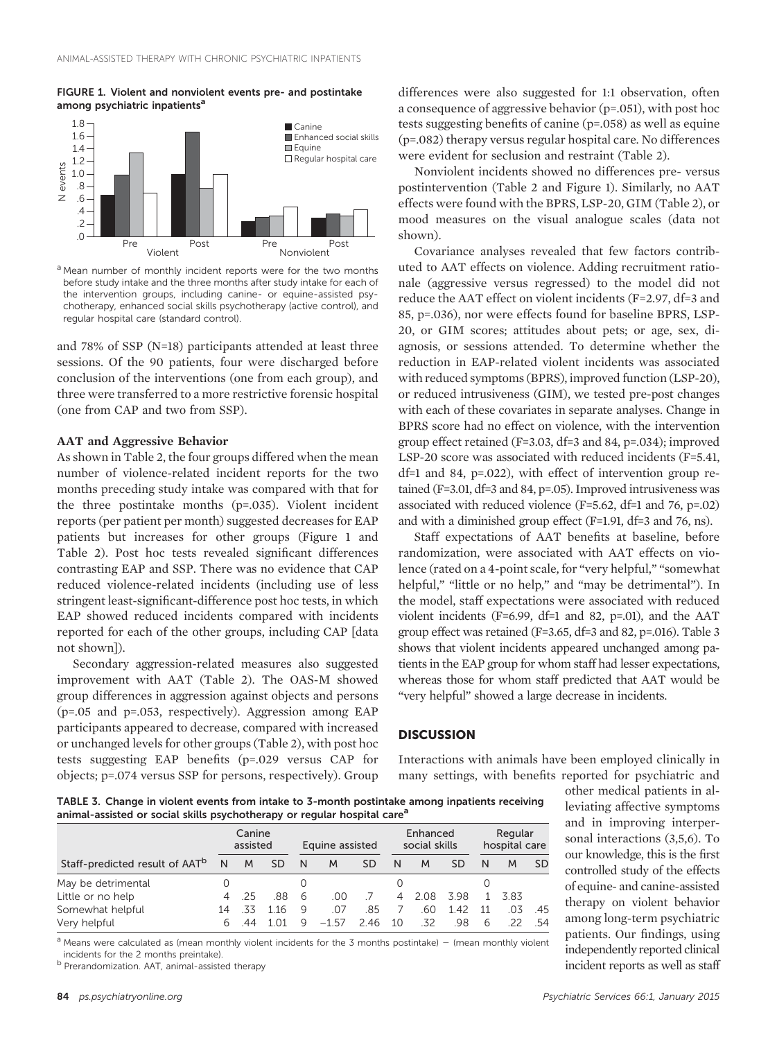FIGURE 1. Violent and nonviolent events pre- and postintake among psychiatric inpatients[a]

[a] Mean number of monthly incident reports were for the two months before study intake and the three months after study intake for each of the intervention groups, including canine- or equine-assisted psychotherapy, enhanced social skills psychotherapy (active control), and regular hospital care (standard control).

and 78% of SSP (N=18) participants attended at least three sessions. Of the 90 patients, four were discharged before conclusion of the interventions (one from each group), and three were transferred to a more restrictive forensic hospital (one from CAP and two from SSP).

### AAT and Aggressive Behavior

As shown in Table 2, the four groups differed when the mean number of violence-related incident reports for the two months preceding study intake was compared with that for the three postintake months (p=.035). Violent incident reports (per patient per month) suggested decreases for EAP patients but increases for other groups (Figure 1 and Table 2). Post hoc tests revealed significant differences contrasting EAP and SSP. There was no evidence that CAP reduced violence-related incidents (including use of less stringent least-significant-difference post hoc tests, in which EAP showed reduced incidents compared with incidents reported for each of the other groups, including CAP [data not shown]).

Secondary aggression-related measures also suggested improvement with AAT (Table 2). The OAS-M showed group differences in aggression against objects and persons (p=.05 and p=.053, respectively). Aggression among EAP participants appeared to decrease, compared with increased or unchanged levels for other groups (Table 2), with post hoc tests suggesting EAP benefits (p=.029 versus CAP for objects; p=.074 versus SSP for persons, respectively). Group differences were also suggested for 1:1 observation, often a consequence of aggressive behavior (p=.051), with post hoc tests suggesting benefits of canine (p=.058) as well as equine (p=.082) therapy versus regular hospital care. No differences were evident for seclusion and restraint (Table 2).

Nonviolent incidents showed no differences pre- versus postintervention (Table 2 and Figure 1). Similarly, no AAT effects were found with the BPRS, LSP-20, GIM (Table 2), or mood measures on the visual analogue scales (data not shown).

Covariance analyses revealed that few factors contributed to AAT effects on violence. Adding recruitment rationale (aggressive versus regressed) to the model did not reduce the AAT effect on violent incidents (F=2.97, df=3 and 85, p=.036), nor were effects found for baseline BPRS, LSP-20, or GIM scores; attitudes about pets; or age, sex, diagnosis, or sessions attended. To determine whether the reduction in EAP-related violent incidents was associated with reduced symptoms (BPRS), improved function (LSP-20), or reduced intrusiveness (GIM), we tested pre-post changes with each of these covariates in separate analyses. Change in BPRS score had no effect on violence, with the intervention group effect retained (F=3.03, df=3 and 84, p=.034); improved LSP-20 score was associated with reduced incidents (F=5.41, df=1 and 84, p=.022), with effect of intervention group retained (F=3.01, df=3 and 84, p=.05). Improved intrusiveness was associated with reduced violence (F=5.62, df=1 and 76, p=.02) and with a diminished group effect (F=1.91, df=3 and 76, ns).

Staff expectations of AAT benefits at baseline, before randomization, were associated with AAT effects on violence (rated on a 4-point scale, for "very helpful," "somewhat helpful," "little or no help," and "may be detrimental"). In the model, staff expectations were associated with reduced violent incidents (F=6.99, df=1 and 82, p=.01), and the AAT group effect was retained (F=3.65, df=3 and 82, p=.016). Table 3 shows that violent incidents appeared unchanged among patients in the EAP group for whom staff had lesser expectations, whereas those for whom staff predicted that AAT would be "very helpful" showed a large decrease in incidents.

## DISCUSSION

Interactions with animals have been employed clinically in many settings, with benefits reported for psychiatric and other medical patients in alleviating affective symptoms and in improving interpersonal interactions (3,5,6). To our knowledge, this is the first controlled study of the effects of equine- and canine-assisted therapy on violent behavior among long-term psychiatric patients. Our findings, using independently reported clinical incident reports as well as staff

TABLE 3. Change in violent events from intake to 3-month postintake among inpatients receiving animal-assisted or social skills psychotherapy or regular hospital care[a]

| | Canine assisted | | | Equine assisted | | | Enhanced social skills | | | Regular hospital care | | |
|---|---|---|---|---|---|---|---|---|---|---|---|---|
| Staff-predicted result of AAT[b] | N | M | SD | N | M | SD | N | M | SD | N | M | SD |
| May be detrimental | 0 | | | 0 | | | 0 | | | 0 | | |
| Little or no help | 4 | .25 | .88 | 6 | .00 | .7 | 4 | 2.08 | 3.98 | 1 | 3.83 | |
| Somewhat helpful | 14 | .33 | 1.16 | 9 | .07 | .85 | 7 | .60 | 1.42 | 11 | .03 | .45 |
| Very helpful | 6 | .44 | 1.01 | 9 | −1.57 | 2.46 | 10 | .32 | .98 | 6 | .22 | .54 |

[a] Means were calculated as (mean monthly violent incidents for the 3 months postintake) − (mean monthly violent incidents for the 2 months preintake).

[b] Prerandomization. AAT, animal-assisted therapy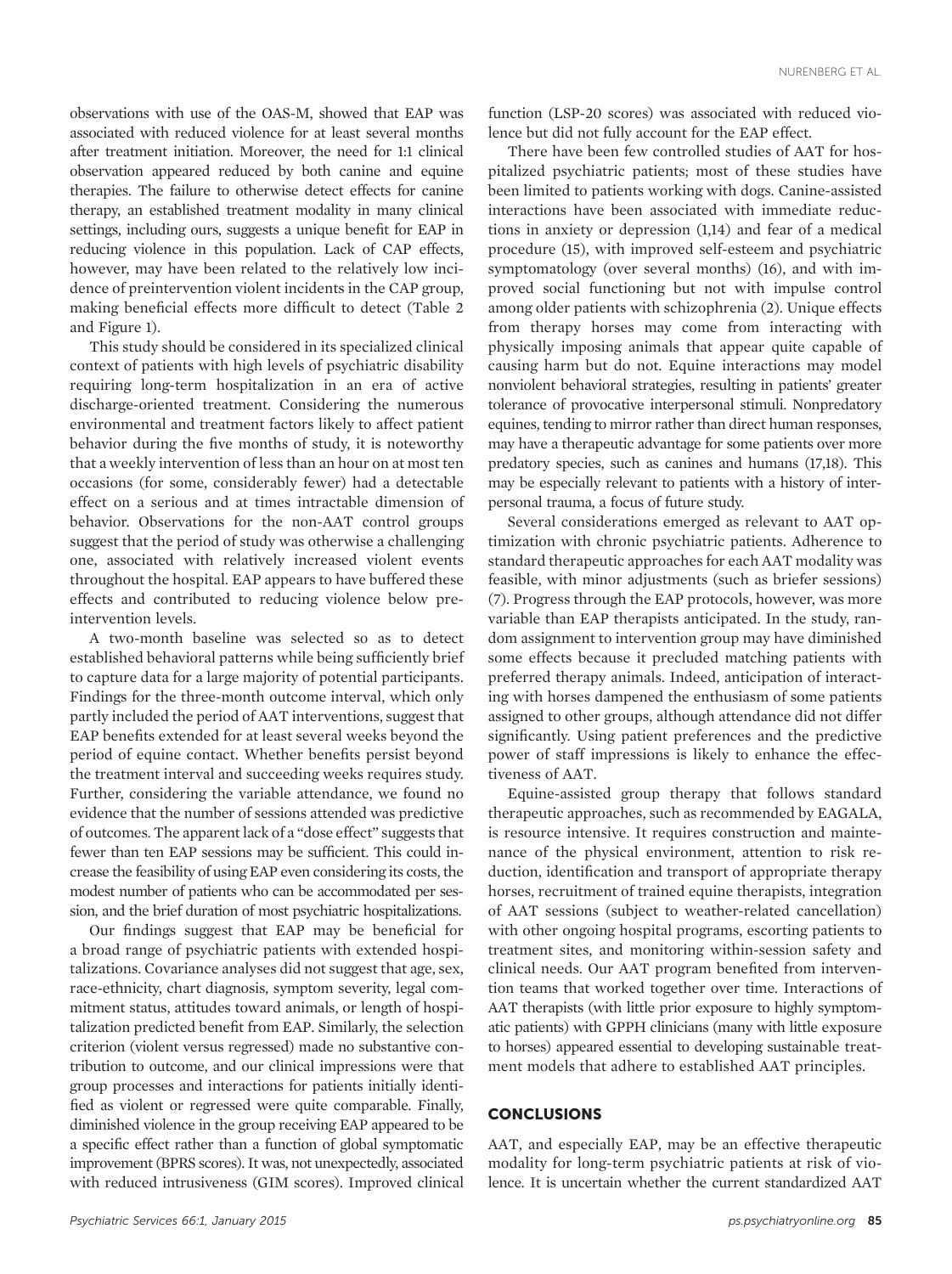observations with use of the OAS-M, showed that EAP was associated with reduced violence for at least several months after treatment initiation. Moreover, the need for 1:1 clinical observation appeared reduced by both canine and equine therapies. The failure to otherwise detect effects for canine therapy, an established treatment modality in many clinical settings, including ours, suggests a unique benefit for EAP in reducing violence in this population. Lack of CAP effects, however, may have been related to the relatively low incidence of preintervention violent incidents in the CAP group, making beneficial effects more difficult to detect (Table 2 and Figure 1).

This study should be considered in its specialized clinical context of patients with high levels of psychiatric disability requiring long-term hospitalization in an era of active discharge-oriented treatment. Considering the numerous environmental and treatment factors likely to affect patient behavior during the five months of study, it is noteworthy that a weekly intervention of less than an hour on at most ten occasions (for some, considerably fewer) had a detectable effect on a serious and at times intractable dimension of behavior. Observations for the non-AAT control groups suggest that the period of study was otherwise a challenging one, associated with relatively increased violent events throughout the hospital. EAP appears to have buffered these effects and contributed to reducing violence below preintervention levels.

A two-month baseline was selected so as to detect established behavioral patterns while being sufficiently brief to capture data for a large majority of potential participants. Findings for the three-month outcome interval, which only partly included the period of AAT interventions, suggest that EAP benefits extended for at least several weeks beyond the period of equine contact. Whether benefits persist beyond the treatment interval and succeeding weeks requires study. Further, considering the variable attendance, we found no evidence that the number of sessions attended was predictive of outcomes. The apparent lack of a "dose effect" suggests that fewer than ten EAP sessions may be sufficient. This could increase the feasibility of using EAP even considering its costs, the modest number of patients who can be accommodated per session, and the brief duration of most psychiatric hospitalizations.

Our findings suggest that EAP may be beneficial for a broad range of psychiatric patients with extended hospitalizations. Covariance analyses did not suggest that age, sex, race-ethnicity, chart diagnosis, symptom severity, legal commitment status, attitudes toward animals, or length of hospitalization predicted benefit from EAP. Similarly, the selection criterion (violent versus regressed) made no substantive contribution to outcome, and our clinical impressions were that group processes and interactions for patients initially identified as violent or regressed were quite comparable. Finally, diminished violence in the group receiving EAP appeared to be a specific effect rather than a function of global symptomatic improvement (BPRS scores). It was, not unexpectedly, associated with reduced intrusiveness (GIM scores). Improved clinical function (LSP-20 scores) was associated with reduced violence but did not fully account for the EAP effect.

There have been few controlled studies of AAT for hospitalized psychiatric patients; most of these studies have been limited to patients working with dogs. Canine-assisted interactions have been associated with immediate reductions in anxiety or depression (1,14) and fear of a medical procedure (15), with improved self-esteem and psychiatric symptomatology (over several months) (16), and with improved social functioning but not with impulse control among older patients with schizophrenia (2). Unique effects from therapy horses may come from interacting with physically imposing animals that appear quite capable of causing harm but do not. Equine interactions may model nonviolent behavioral strategies, resulting in patients' greater tolerance of provocative interpersonal stimuli. Nonpredatory equines, tending to mirror rather than direct human responses, may have a therapeutic advantage for some patients over more predatory species, such as canines and humans (17,18). This may be especially relevant to patients with a history of interpersonal trauma, a focus of future study.

Several considerations emerged as relevant to AAT optimization with chronic psychiatric patients. Adherence to standard therapeutic approaches for each AAT modality was feasible, with minor adjustments (such as briefer sessions) (7). Progress through the EAP protocols, however, was more variable than EAP therapists anticipated. In the study, random assignment to intervention group may have diminished some effects because it precluded matching patients with preferred therapy animals. Indeed, anticipation of interacting with horses dampened the enthusiasm of some patients assigned to other groups, although attendance did not differ significantly. Using patient preferences and the predictive power of staff impressions is likely to enhance the effectiveness of AAT.

Equine-assisted group therapy that follows standard therapeutic approaches, such as recommended by EAGALA, is resource intensive. It requires construction and maintenance of the physical environment, attention to risk reduction, identification and transport of appropriate therapy horses, recruitment of trained equine therapists, integration of AAT sessions (subject to weather-related cancellation) with other ongoing hospital programs, escorting patients to treatment sites, and monitoring within-session safety and clinical needs. Our AAT program benefited from intervention teams that worked together over time. Interactions of AAT therapists (with little prior exposure to highly symptomatic patients) with GPPH clinicians (many with little exposure to horses) appeared essential to developing sustainable treatment models that adhere to established AAT principles.

## CONCLUSIONS

AAT, and especially EAP, may be an effective therapeutic modality for long-term psychiatric patients at risk of violence. It is uncertain whether the current standardized AAT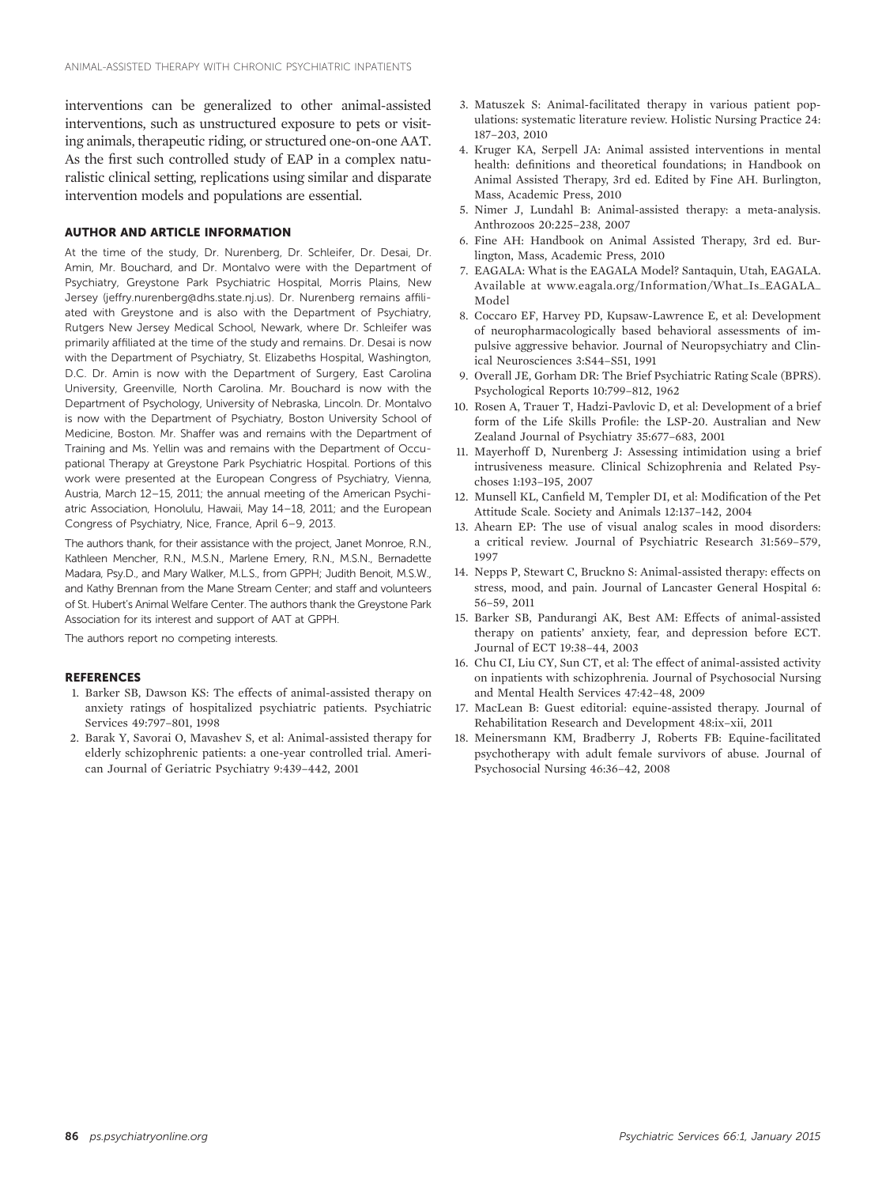interventions can be generalized to other animal-assisted interventions, such as unstructured exposure to pets or visiting animals, therapeutic riding, or structured one-on-one AAT. As the first such controlled study of EAP in a complex naturalistic clinical setting, replications using similar and disparate intervention models and populations are essential.

#### AUTHOR AND ARTICLE INFORMATION

At the time of the study, Dr. Nurenberg, Dr. Schleifer, Dr. Desai, Dr. Amin, Mr. Bouchard, and Dr. Montalvo were with the Department of Psychiatry, Greystone Park Psychiatric Hospital, Morris Plains, New Jersey (jeffry.nurenberg@dhs.state.nj.us). Dr. Nurenberg remains affiliated with Greystone and is also with the Department of Psychiatry, Rutgers New Jersey Medical School, Newark, where Dr. Schleifer was primarily affiliated at the time of the study and remains. Dr. Desai is now with the Department of Psychiatry, St. Elizabeths Hospital, Washington, D.C. Dr. Amin is now with the Department of Surgery, East Carolina University, Greenville, North Carolina. Mr. Bouchard is now with the Department of Psychology, University of Nebraska, Lincoln. Dr. Montalvo is now with the Department of Psychiatry, Boston University School of Medicine, Boston. Mr. Shaffer was and remains with the Department of Training and Ms. Yellin was and remains with the Department of Occupational Therapy at Greystone Park Psychiatric Hospital. Portions of this work were presented at the European Congress of Psychiatry, Vienna, Austria, March 12–15, 2011; the annual meeting of the American Psychiatric Association, Honolulu, Hawaii, May 14–18, 2011; and the European Congress of Psychiatry, Nice, France, April 6–9, 2013.

The authors thank, for their assistance with the project, Janet Monroe, R.N., Kathleen Mencher, R.N., M.S.N., Marlene Emery, R.N., M.S.N., Bernadette Madara, Psy.D., and Mary Walker, M.L.S., from GPPH; Judith Benoit, M.S.W., and Kathy Brennan from the Mane Stream Center; and staff and volunteers of St. Hubert's Animal Welfare Center. The authors thank the Greystone Park Association for its interest and support of AAT at GPPH.

The authors report no competing interests.

#### REFERENCES

1. Barker SB, Dawson KS: The effects of animal-assisted therapy on anxiety ratings of hospitalized psychiatric patients. Psychiatric Services 49:797–801, 1998
2. Barak Y, Savorai O, Mavashev S, et al: Animal-assisted therapy for elderly schizophrenic patients: a one-year controlled trial. American Journal of Geriatric Psychiatry 9:439–442, 2001
3. Matuszek S: Animal-facilitated therapy in various patient populations: systematic literature review. Holistic Nursing Practice 24: 187–203, 2010
4. Kruger KA, Serpell JA: Animal assisted interventions in mental health: definitions and theoretical foundations; in Handbook on Animal Assisted Therapy, 3rd ed. Edited by Fine AH. Burlington, Mass, Academic Press, 2010
5. Nimer J, Lundahl B: Animal-assisted therapy: a meta-analysis. Anthrozoos 20:225–238, 2007
6. Fine AH: Handbook on Animal Assisted Therapy, 3rd ed. Burlington, Mass, Academic Press, 2010
7. EAGALA: What is the EAGALA Model? Santaquin, Utah, EAGALA. Available at www.eagala.org/Information/What_Is_EAGALA_Model
8. Coccaro EF, Harvey PD, Kupsaw-Lawrence E, et al: Development of neuropharmacologically based behavioral assessments of impulsive aggressive behavior. Journal of Neuropsychiatry and Clinical Neurosciences 3:S44–S51, 1991
9. Overall JE, Gorham DR: The Brief Psychiatric Rating Scale (BPRS). Psychological Reports 10:799–812, 1962
10. Rosen A, Trauer T, Hadzi-Pavlovic D, et al: Development of a brief form of the Life Skills Profile: the LSP-20. Australian and New Zealand Journal of Psychiatry 35:677–683, 2001
11. Mayerhoff D, Nurenberg J: Assessing intimidation using a brief intrusiveness measure. Clinical Schizophrenia and Related Psychoses 1:193–195, 2007
12. Munsell KL, Canfield M, Templer DI, et al: Modification of the Pet Attitude Scale. Society and Animals 12:137–142, 2004
13. Ahearn EP: The use of visual analog scales in mood disorders: a critical review. Journal of Psychiatric Research 31:569–579, 1997
14. Nepps P, Stewart C, Bruckno S: Animal-assisted therapy: effects on stress, mood, and pain. Journal of Lancaster General Hospital 6: 56–59, 2011
15. Barker SB, Pandurangi AK, Best AM: Effects of animal-assisted therapy on patients' anxiety, fear, and depression before ECT. Journal of ECT 19:38–44, 2003
16. Chu CI, Liu CY, Sun CT, et al: The effect of animal-assisted activity on inpatients with schizophrenia. Journal of Psychosocial Nursing and Mental Health Services 47:42–48, 2009
17. MacLean B: Guest editorial: equine-assisted therapy. Journal of Rehabilitation Research and Development 48:ix–xii, 2011
18. Meinersmann KM, Bradberry J, Roberts FB: Equine-facilitated psychotherapy with adult female survivors of abuse. Journal of Psychosocial Nursing 46:36–42, 2008